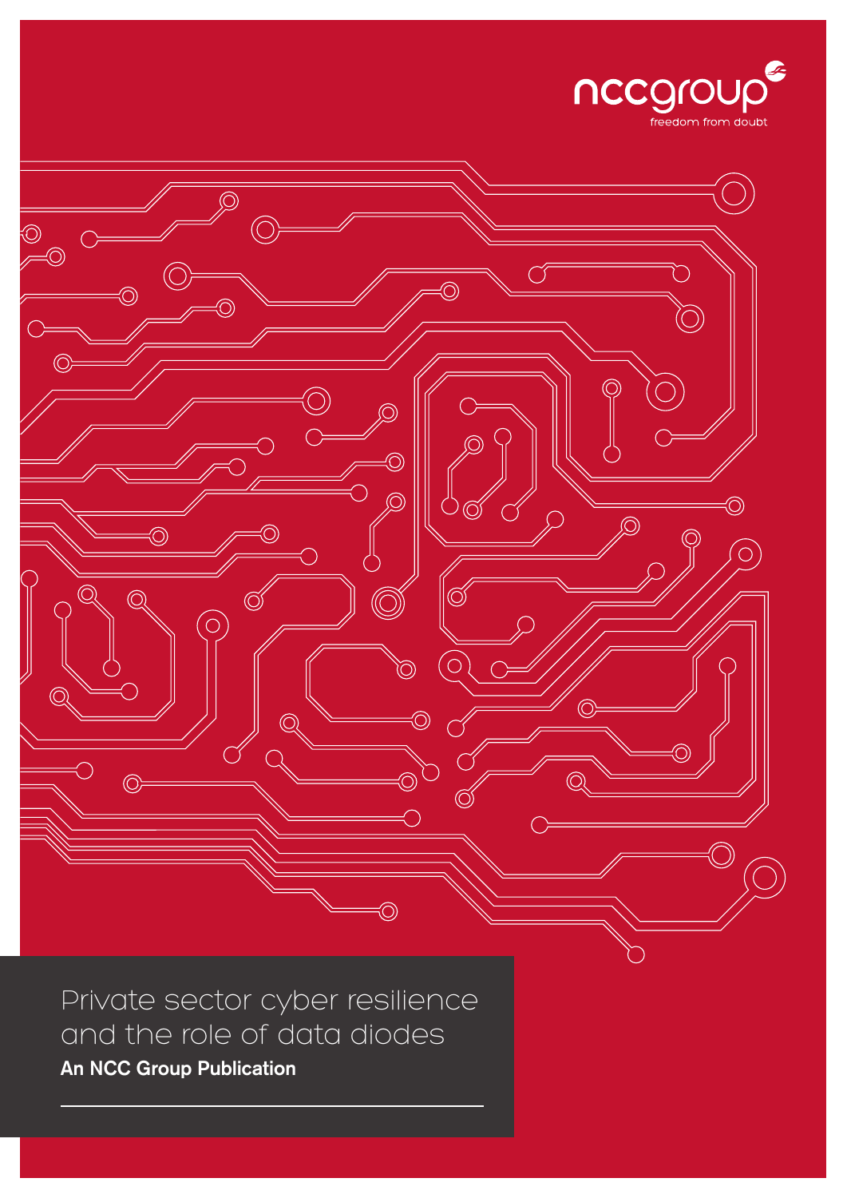nccgroup

freedom from doubt

# Private sector cyber resilience and the role of data diodes

**An NCC Group Publication**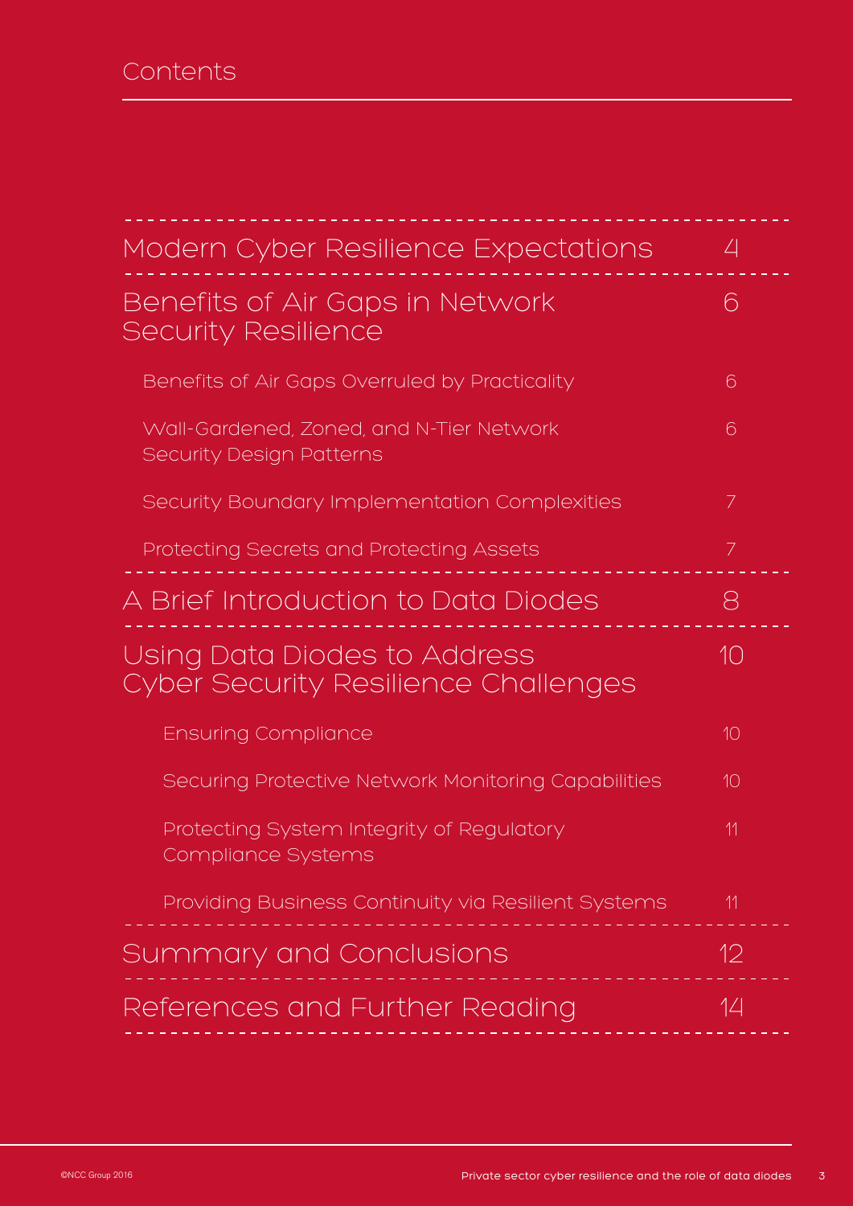# Contents

| | |
|---|---|
| Modern Cyber Resilience Expectations | 4 |
| Benefits of Air Gaps in Network Security Resilience | 6 |
| Benefits of Air Gaps Overruled by Practicality | 6 |
| Wall-Gardened, Zoned, and N-Tier Network Security Design Patterns | 6 |
| Security Boundary Implementation Complexities | 7 |
| Protecting Secrets and Protecting Assets | 7 |
| A Brief Introduction to Data Diodes | 8 |
| Using Data Diodes to Address Cyber Security Resilience Challenges | 10 |
| Ensuring Compliance | 10 |
| Securing Protective Network Monitoring Capabilities | 10 |
| Protecting System Integrity of Regulatory Compliance Systems | 11 |
| Providing Business Continuity via Resilient Systems | 11 |
| Summary and Conclusions | 12 |
| References and Further Reading | 14 |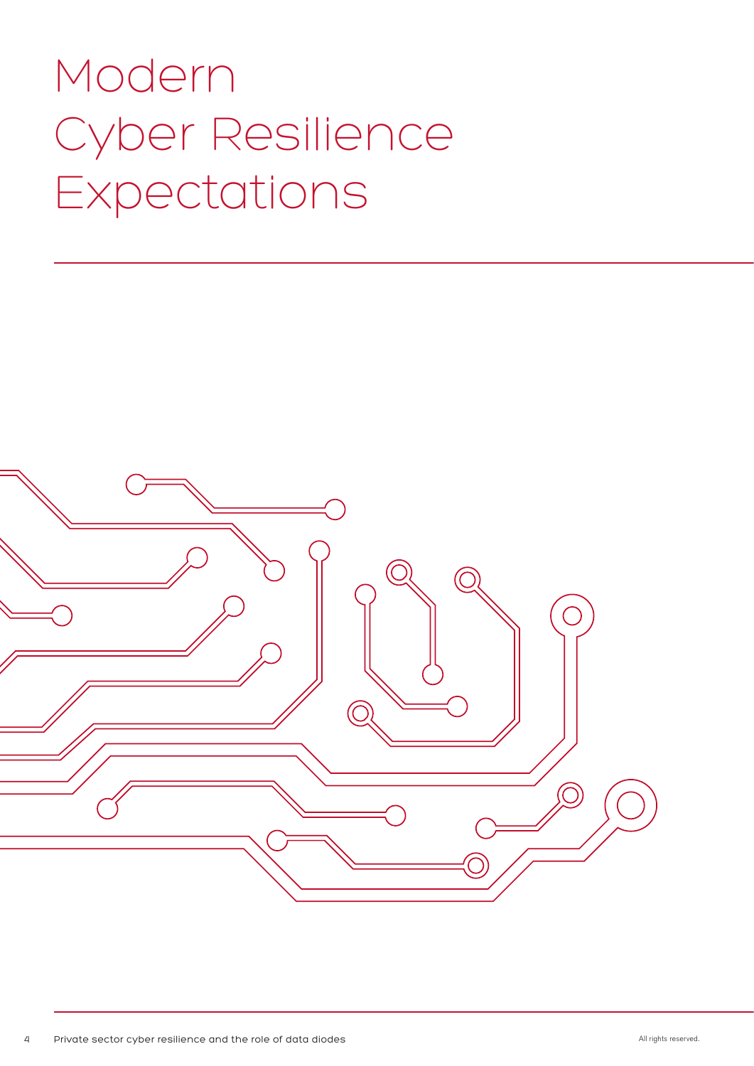# Modern Cyber Resilience Expectations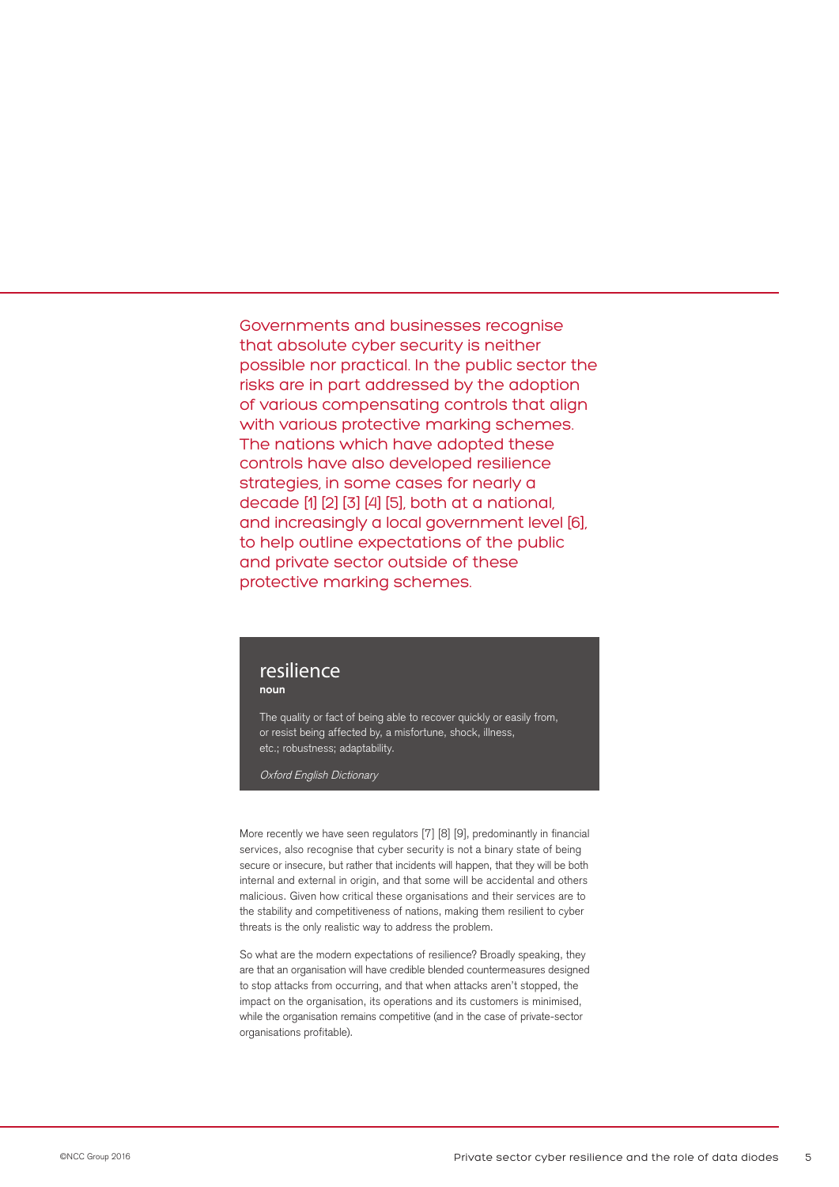Governments and businesses recognise that absolute cyber security is neither possible nor practical. In the public sector the risks are in part addressed by the adoption of various compensating controls that align with various protective marking schemes. The nations which have adopted these controls have also developed resilience strategies, in some cases for nearly a decade [1] [2] [3] [4] [5], both at a national, and increasingly a local government level [6], to help outline expectations of the public and private sector outside of these protective marking schemes.

> **resilience**
> **noun**
>
> The quality or fact of being able to recover quickly or easily from, or resist being affected by, a misfortune, shock, illness, etc.; robustness; adaptability.
>
> *Oxford English Dictionary*

More recently we have seen regulators [7] [8] [9], predominantly in financial services, also recognise that cyber security is not a binary state of being secure or insecure, but rather that incidents will happen, that they will be both internal and external in origin, and that some will be accidental and others malicious. Given how critical these organisations and their services are to the stability and competitiveness of nations, making them resilient to cyber threats is the only realistic way to address the problem.

So what are the modern expectations of resilience? Broadly speaking, they are that an organisation will have credible blended countermeasures designed to stop attacks from occurring, and that when attacks aren't stopped, the impact on the organisation, its operations and its customers is minimised, while the organisation remains competitive (and in the case of private-sector organisations profitable).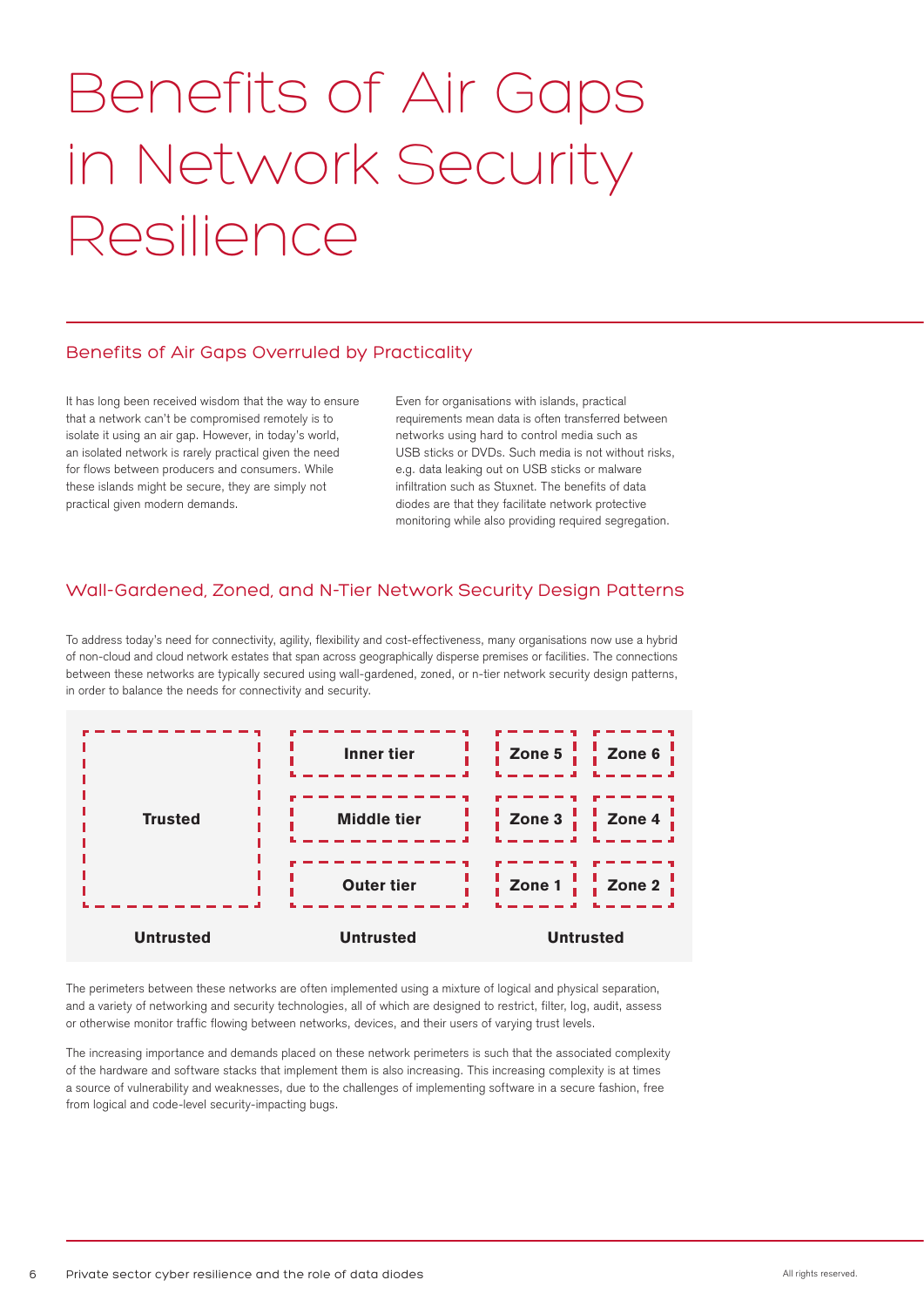# Benefits of Air Gaps in Network Security Resilience

## Benefits of Air Gaps Overruled by Practicality

It has long been received wisdom that the way to ensure that a network can't be compromised remotely is to isolate it using an air gap. However, in today's world, an isolated network is rarely practical given the need for flows between producers and consumers. While these islands might be secure, they are simply not practical given modern demands.

Even for organisations with islands, practical requirements mean data is often transferred between networks using hard to control media such as USB sticks or DVDs. Such media is not without risks, e.g. data leaking out on USB sticks or malware infiltration such as Stuxnet. The benefits of data diodes are that they facilitate network protective monitoring while also providing required segregation.

## Wall-Gardened, Zoned, and N-Tier Network Security Design Patterns

To address today's need for connectivity, agility, flexibility and cost-effectiveness, many organisations now use a hybrid of non-cloud and cloud network estates that span across geographically disperse premises or facilities. The connections between these networks are typically secured using wall-gardened, zoned, or n-tier network security design patterns, in order to balance the needs for connectivity and security.

| Trusted | Inner tier | Zone 5 | Zone 6 |
|---|---|---|---|
| | Middle tier | Zone 3 | Zone 4 |
| | Outer tier | Zone 1 | Zone 2 |
| **Untrusted** | **Untrusted** | **Untrusted** | |

The perimeters between these networks are often implemented using a mixture of logical and physical separation, and a variety of networking and security technologies, all of which are designed to restrict, filter, log, audit, assess or otherwise monitor traffic flowing between networks, devices, and their users of varying trust levels.

The increasing importance and demands placed on these network perimeters is such that the associated complexity of the hardware and software stacks that implement them is also increasing. This increasing complexity is at times a source of vulnerability and weaknesses, due to the challenges of implementing software in a secure fashion, free from logical and code-level security-impacting bugs.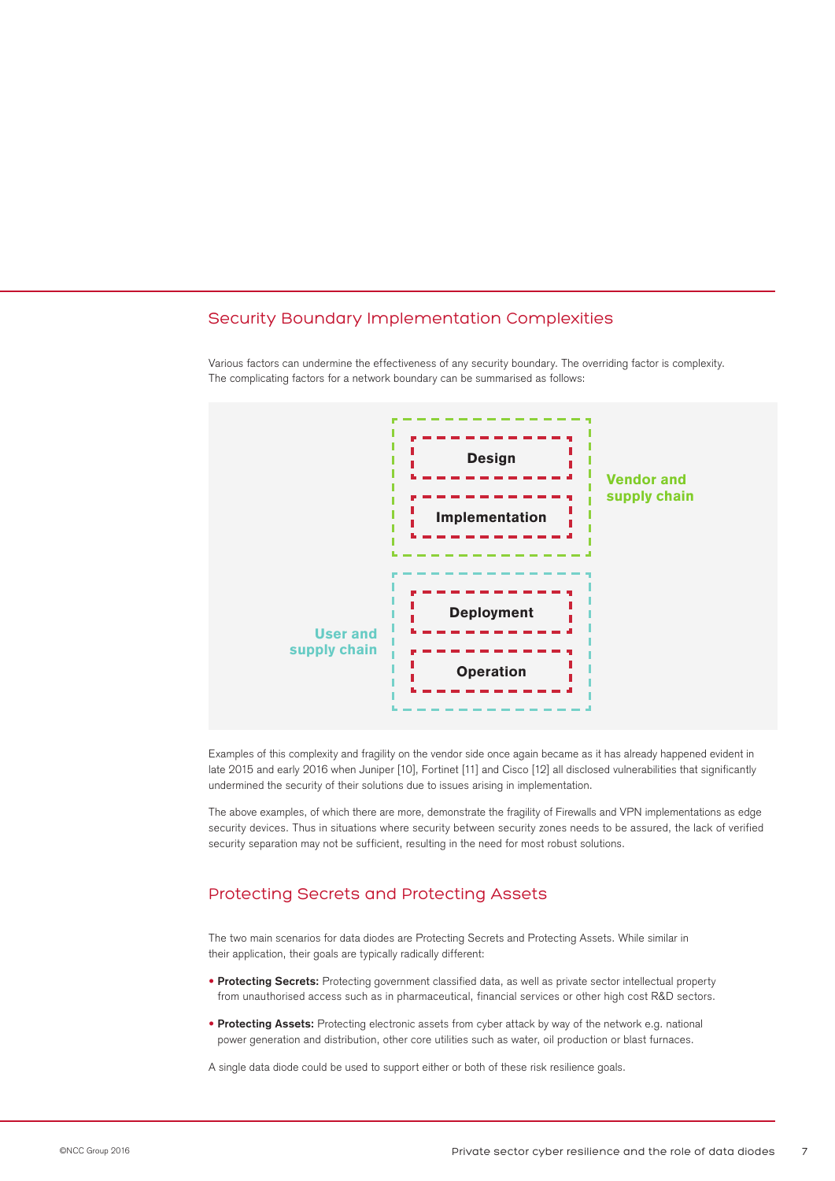## Security Boundary Implementation Complexities

Various factors can undermine the effectiveness of any security boundary. The overriding factor is complexity. The complicating factors for a network boundary can be summarised as follows:

- Vendor and supply chain
  - Design
  - Implementation
- User and supply chain
  - Deployment
  - Operation

Examples of this complexity and fragility on the vendor side once again became as it has already happened evident in late 2015 and early 2016 when Juniper [10], Fortinet [11] and Cisco [12] all disclosed vulnerabilities that significantly undermined the security of their solutions due to issues arising in implementation.

The above examples, of which there are more, demonstrate the fragility of Firewalls and VPN implementations as edge security devices. Thus in situations where security between security zones needs to be assured, the lack of verified security separation may not be sufficient, resulting in the need for most robust solutions.

## Protecting Secrets and Protecting Assets

The two main scenarios for data diodes are Protecting Secrets and Protecting Assets. While similar in their application, their goals are typically radically different:

- **Protecting Secrets:** Protecting government classified data, as well as private sector intellectual property from unauthorised access such as in pharmaceutical, financial services or other high cost R&D sectors.
- **Protecting Assets:** Protecting electronic assets from cyber attack by way of the network e.g. national power generation and distribution, other core utilities such as water, oil production or blast furnaces.

A single data diode could be used to support either or both of these risk resilience goals.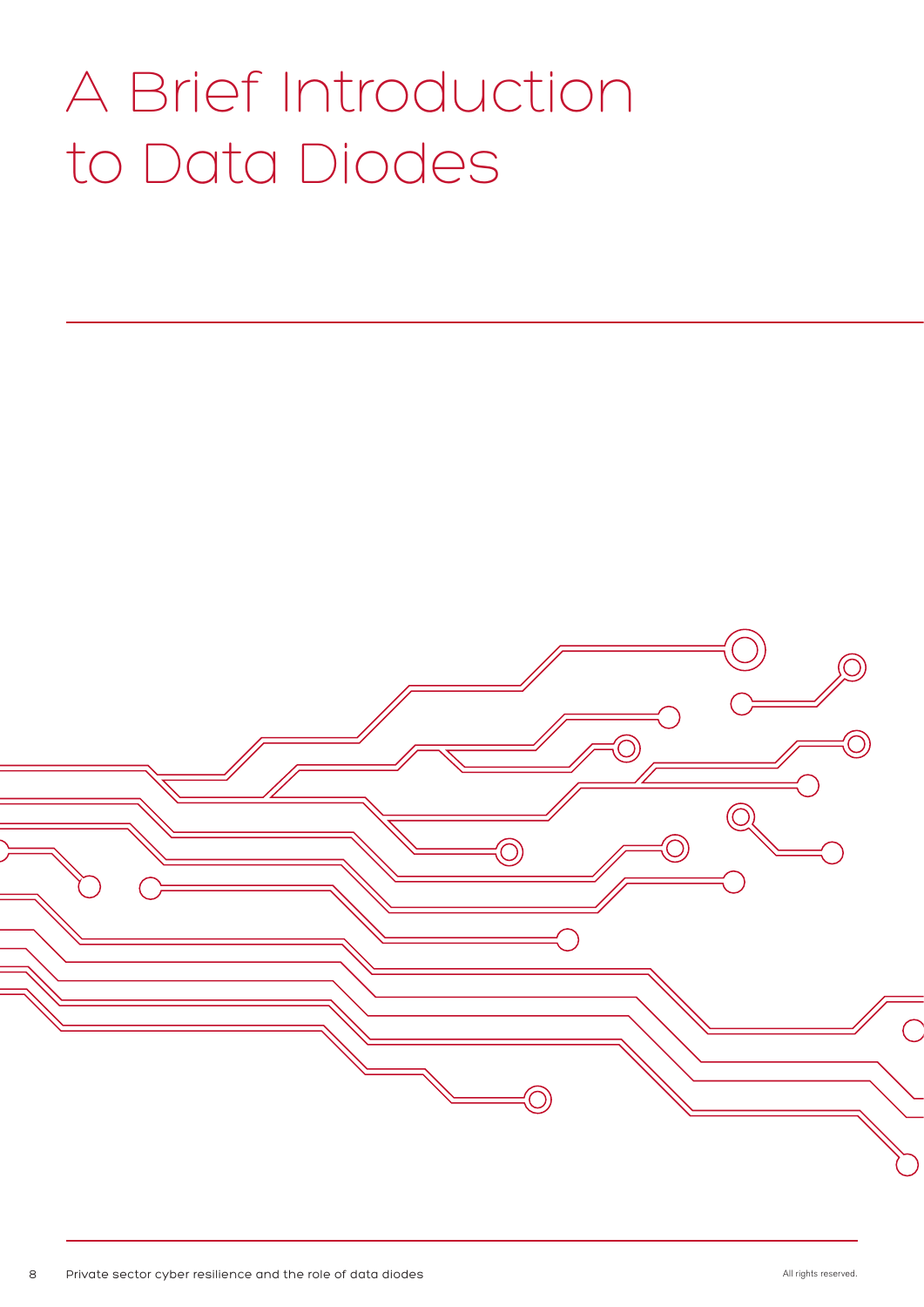# A Brief Introduction to Data Diodes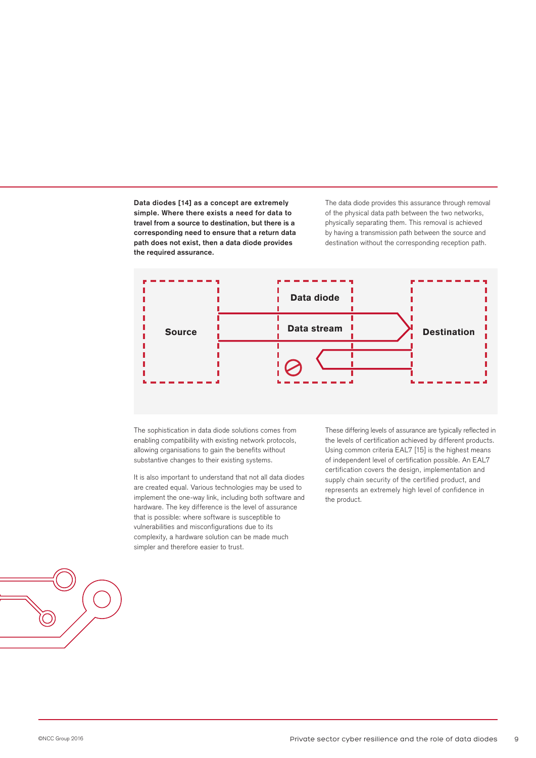**Data diodes [14] as a concept are extremely simple. Where there exists a need for data to travel from a source to destination, but there is a corresponding need to ensure that a return data path does not exist, then a data diode provides the required assurance.**

The data diode provides this assurance through removal of the physical data path between the two networks, physically separating them. This removal is achieved by having a transmission path between the source and destination without the corresponding reception path.

Source

Data diode

Data stream

Destination

The sophistication in data diode solutions comes from enabling compatibility with existing network protocols, allowing organisations to gain the benefits without substantive changes to their existing systems.

It is also important to understand that not all data diodes are created equal. Various technologies may be used to implement the one-way link, including both software and hardware. The key difference is the level of assurance that is possible: where software is susceptible to vulnerabilities and misconfigurations due to its complexity, a hardware solution can be made much simpler and therefore easier to trust.

These differing levels of assurance are typically reflected in the levels of certification achieved by different products. Using common criteria EAL7 [15] is the highest means of independent level of certification possible. An EAL7 certification covers the design, implementation and supply chain security of the certified product, and represents an extremely high level of confidence in the product.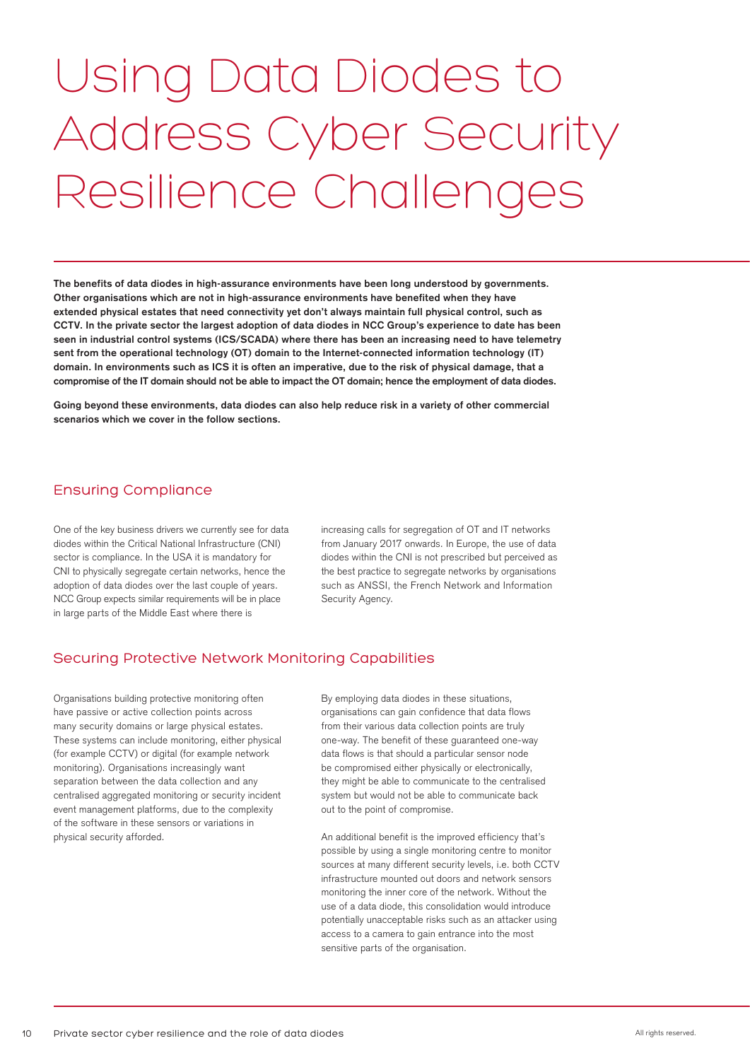# Using Data Diodes to Address Cyber Security Resilience Challenges

**The benefits of data diodes in high-assurance environments have been long understood by governments. Other organisations which are not in high-assurance environments have benefited when they have extended physical estates that need connectivity yet don't always maintain full physical control, such as CCTV. In the private sector the largest adoption of data diodes in NCC Group's experience to date has been seen in industrial control systems (ICS/SCADA) where there has been an increasing need to have telemetry sent from the operational technology (OT) domain to the Internet-connected information technology (IT) domain. In environments such as ICS it is often an imperative, due to the risk of physical damage, that a compromise of the IT domain should not be able to impact the OT domain; hence the employment of data diodes.**

**Going beyond these environments, data diodes can also help reduce risk in a variety of other commercial scenarios which we cover in the follow sections.**

## Ensuring Compliance

One of the key business drivers we currently see for data diodes within the Critical National Infrastructure (CNI) sector is compliance. In the USA it is mandatory for CNI to physically segregate certain networks, hence the adoption of data diodes over the last couple of years. NCC Group expects similar requirements will be in place in large parts of the Middle East where there is increasing calls for segregation of OT and IT networks from January 2017 onwards. In Europe, the use of data diodes within the CNI is not prescribed but perceived as the best practice to segregate networks by organisations such as ANSSI, the French Network and Information Security Agency.

## Securing Protective Network Monitoring Capabilities

Organisations building protective monitoring often have passive or active collection points across many security domains or large physical estates. These systems can include monitoring, either physical (for example CCTV) or digital (for example network monitoring). Organisations increasingly want separation between the data collection and any centralised aggregated monitoring or security incident event management platforms, due to the complexity of the software in these sensors or variations in physical security afforded.

By employing data diodes in these situations, organisations can gain confidence that data flows from their various data collection points are truly one-way. The benefit of these guaranteed one-way data flows is that should a particular sensor node be compromised either physically or electronically, they might be able to communicate to the centralised system but would not be able to communicate back out to the point of compromise.

An additional benefit is the improved efficiency that's possible by using a single monitoring centre to monitor sources at many different security levels, i.e. both CCTV infrastructure mounted out doors and network sensors monitoring the inner core of the network. Without the use of a data diode, this consolidation would introduce potentially unacceptable risks such as an attacker using access to a camera to gain entrance into the most sensitive parts of the organisation.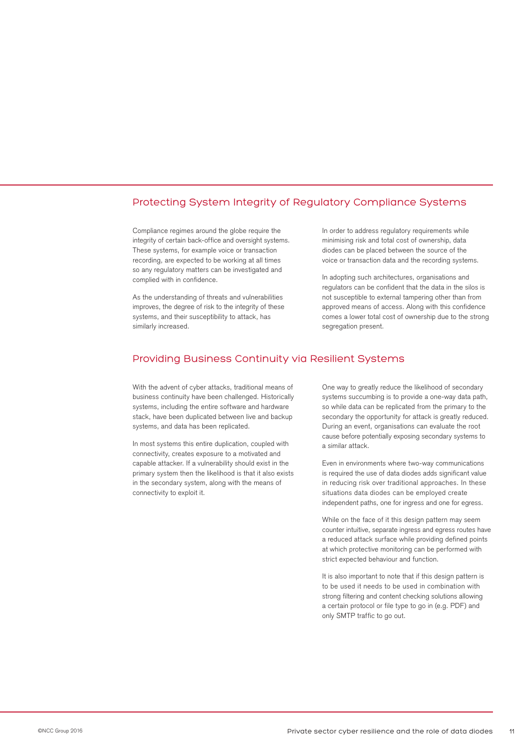## Protecting System Integrity of Regulatory Compliance Systems

Compliance regimes around the globe require the integrity of certain back-office and oversight systems. These systems, for example voice or transaction recording, are expected to be working at all times so any regulatory matters can be investigated and complied with in confidence.

As the understanding of threats and vulnerabilities improves, the degree of risk to the integrity of these systems, and their susceptibility to attack, has similarly increased.

In order to address regulatory requirements while minimising risk and total cost of ownership, data diodes can be placed between the source of the voice or transaction data and the recording systems.

In adopting such architectures, organisations and regulators can be confident that the data in the silos is not susceptible to external tampering other than from approved means of access. Along with this confidence comes a lower total cost of ownership due to the strong segregation present.

## Providing Business Continuity via Resilient Systems

With the advent of cyber attacks, traditional means of business continuity have been challenged. Historically systems, including the entire software and hardware stack, have been duplicated between live and backup systems, and data has been replicated.

In most systems this entire duplication, coupled with connectivity, creates exposure to a motivated and capable attacker. If a vulnerability should exist in the primary system then the likelihood is that it also exists in the secondary system, along with the means of connectivity to exploit it.

One way to greatly reduce the likelihood of secondary systems succumbing is to provide a one-way data path, so while data can be replicated from the primary to the secondary the opportunity for attack is greatly reduced. During an event, organisations can evaluate the root cause before potentially exposing secondary systems to a similar attack.

Even in environments where two-way communications is required the use of data diodes adds significant value in reducing risk over traditional approaches. In these situations data diodes can be employed create independent paths, one for ingress and one for egress.

While on the face of it this design pattern may seem counter intuitive, separate ingress and egress routes have a reduced attack surface while providing defined points at which protective monitoring can be performed with strict expected behaviour and function.

It is also important to note that if this design pattern is to be used it needs to be used in combination with strong filtering and content checking solutions allowing a certain protocol or file type to go in (e.g. PDF) and only SMTP traffic to go out.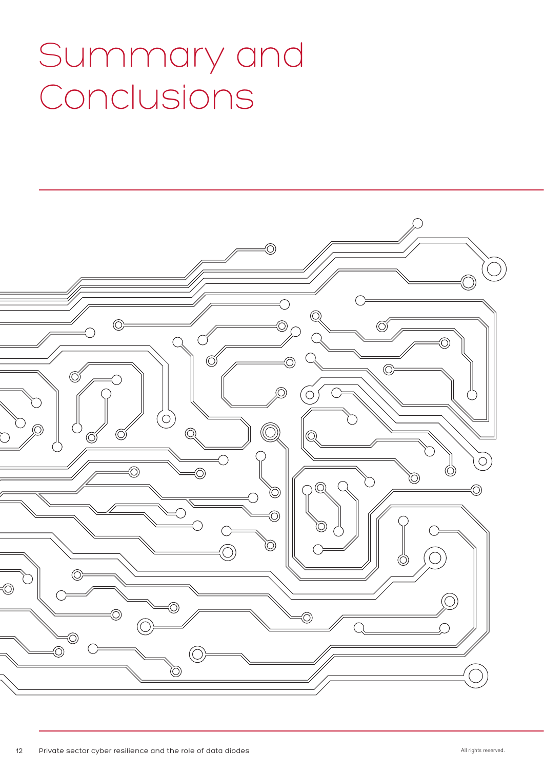# Summary and Conclusions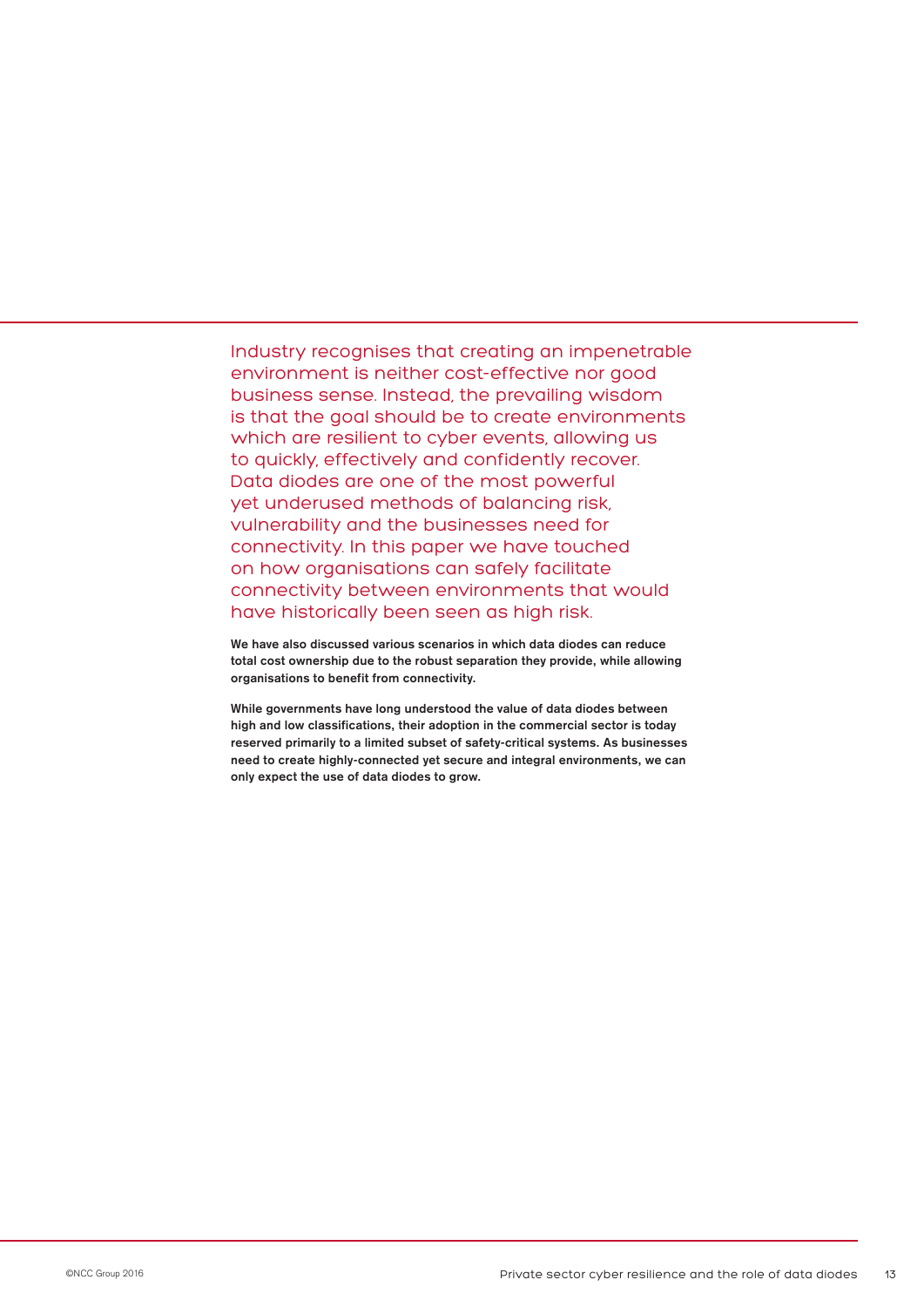Industry recognises that creating an impenetrable environment is neither cost-effective nor good business sense. Instead, the prevailing wisdom is that the goal should be to create environments which are resilient to cyber events, allowing us to quickly, effectively and confidently recover. Data diodes are one of the most powerful yet underused methods of balancing risk, vulnerability and the businesses need for connectivity. In this paper we have touched on how organisations can safely facilitate connectivity between environments that would have historically been seen as high risk.

**We have also discussed various scenarios in which data diodes can reduce total cost ownership due to the robust separation they provide, while allowing organisations to benefit from connectivity.**

**While governments have long understood the value of data diodes between high and low classifications, their adoption in the commercial sector is today reserved primarily to a limited subset of safety-critical systems. As businesses need to create highly-connected yet secure and integral environments, we can only expect the use of data diodes to grow.**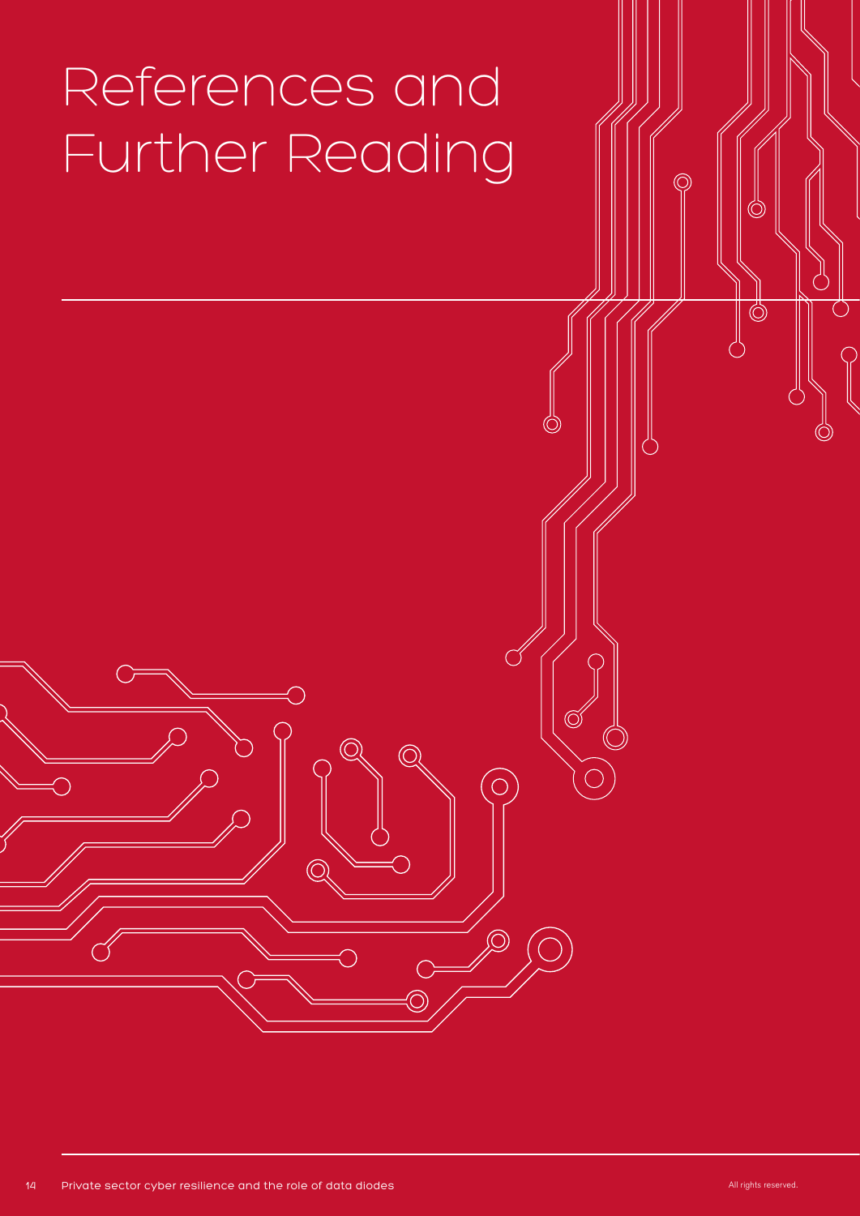# References and Further Reading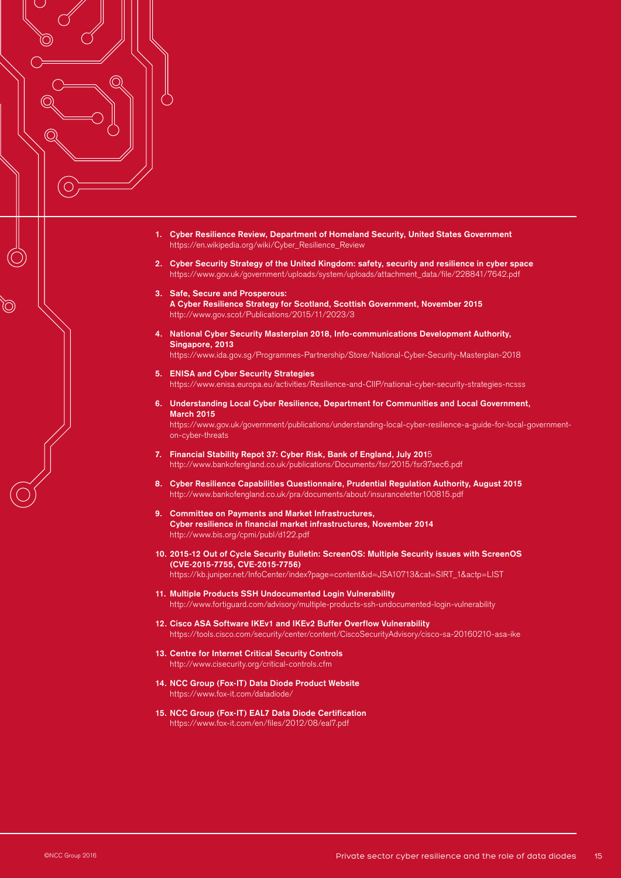1. **Cyber Resilience Review, Department of Homeland Security, United States Government**
   https://en.wikipedia.org/wiki/Cyber_Resilience_Review

2. **Cyber Security Strategy of the United Kingdom: safety, security and resilience in cyber space**
   https://www.gov.uk/government/uploads/system/uploads/attachment_data/file/228841/7642.pdf

3. **Safe, Secure and Prosperous:**
   **A Cyber Resilience Strategy for Scotland, Scottish Government, November 2015**
   http://www.gov.scot/Publications/2015/11/2023/3

4. **National Cyber Security Masterplan 2018, Info-communications Development Authority, Singapore, 2013**
   https://www.ida.gov.sg/Programmes-Partnership/Store/National-Cyber-Security-Masterplan-2018

5. **ENISA and Cyber Security Strategies**
   https://www.enisa.europa.eu/activities/Resilience-and-CIIP/national-cyber-security-strategies-ncsss

6. **Understanding Local Cyber Resilience, Department for Communities and Local Government, March 2015**
   https://www.gov.uk/government/publications/understanding-local-cyber-resilience-a-guide-for-local-government-on-cyber-threats

7. **Financial Stability Repot 37: Cyber Risk, Bank of England, July 201**5
   http://www.bankofengland.co.uk/publications/Documents/fsr/2015/fsr37sec6.pdf

8. **Cyber Resilience Capabilities Questionnaire, Prudential Regulation Authority, August 2015**
   http://www.bankofengland.co.uk/pra/documents/about/insuranceletter100815.pdf

9. **Committee on Payments and Market Infrastructures,**
   **Cyber resilience in financial market infrastructures, November 2014**
   http://www.bis.org/cpmi/publ/d122.pdf

10. **2015-12 Out of Cycle Security Bulletin: ScreenOS: Multiple Security issues with ScreenOS (CVE-2015-7755, CVE-2015-7756)**
    https://kb.juniper.net/InfoCenter/index?page=content&id=JSA10713&cat=SIRT_1&actp=LIST

11. **Multiple Products SSH Undocumented Login Vulnerability**
    http://www.fortiguard.com/advisory/multiple-products-ssh-undocumented-login-vulnerability

12. **Cisco ASA Software IKEv1 and IKEv2 Buffer Overflow Vulnerability**
    https://tools.cisco.com/security/center/content/CiscoSecurityAdvisory/cisco-sa-20160210-asa-ike

13. **Centre for Internet Critical Security Controls**
    http://www.cisecurity.org/critical-controls.cfm

14. **NCC Group (Fox-IT) Data Diode Product Website**
    https://www.fox-it.com/datadiode/

15. **NCC Group (Fox-IT) EAL7 Data Diode Certification**
    https://www.fox-it.com/en/files/2012/08/eal7.pdf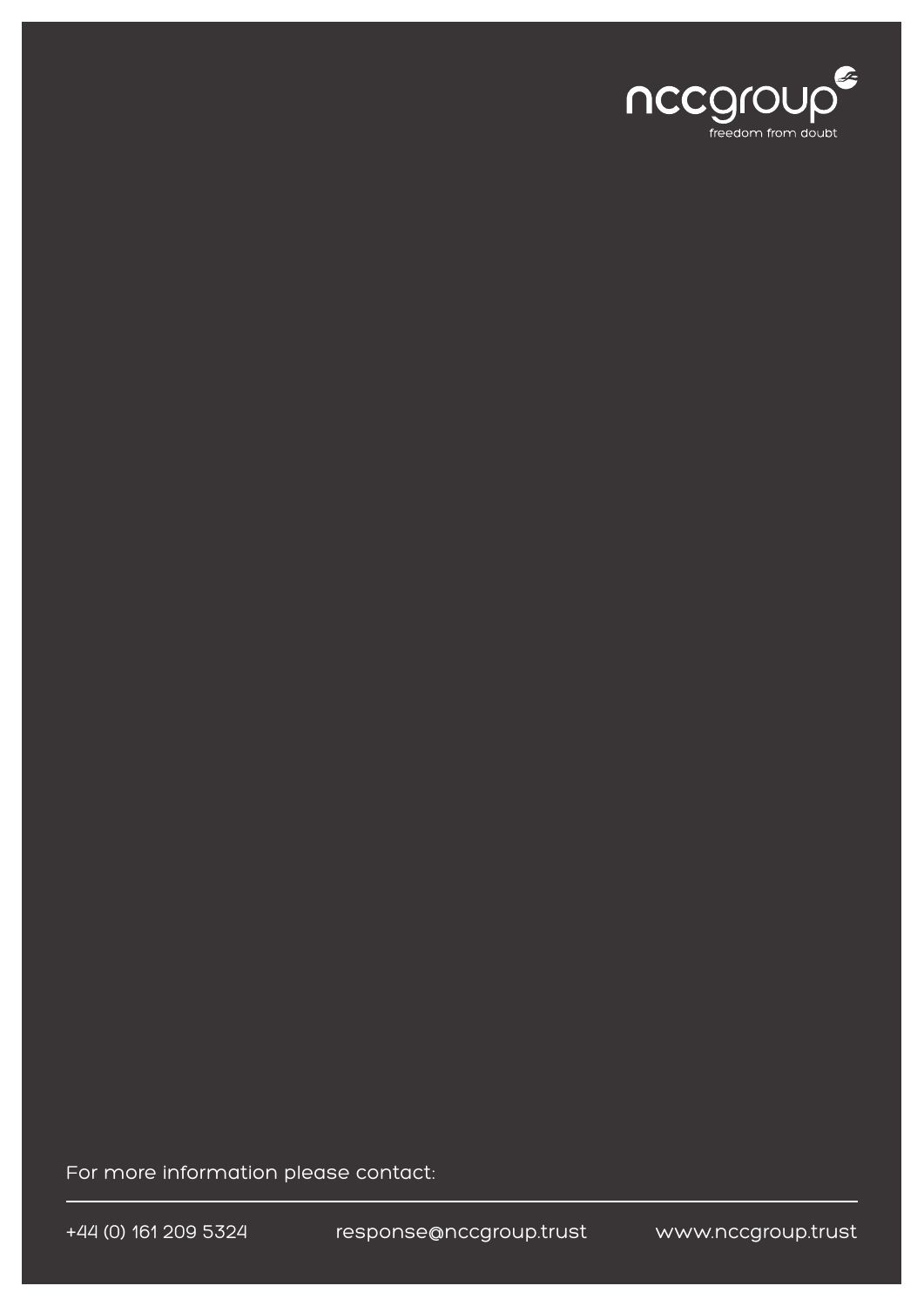nccgroup

freedom from doubt

For more information please contact:

+44 (0) 161 209 5324 response@nccgroup.trust www.nccgroup.trust